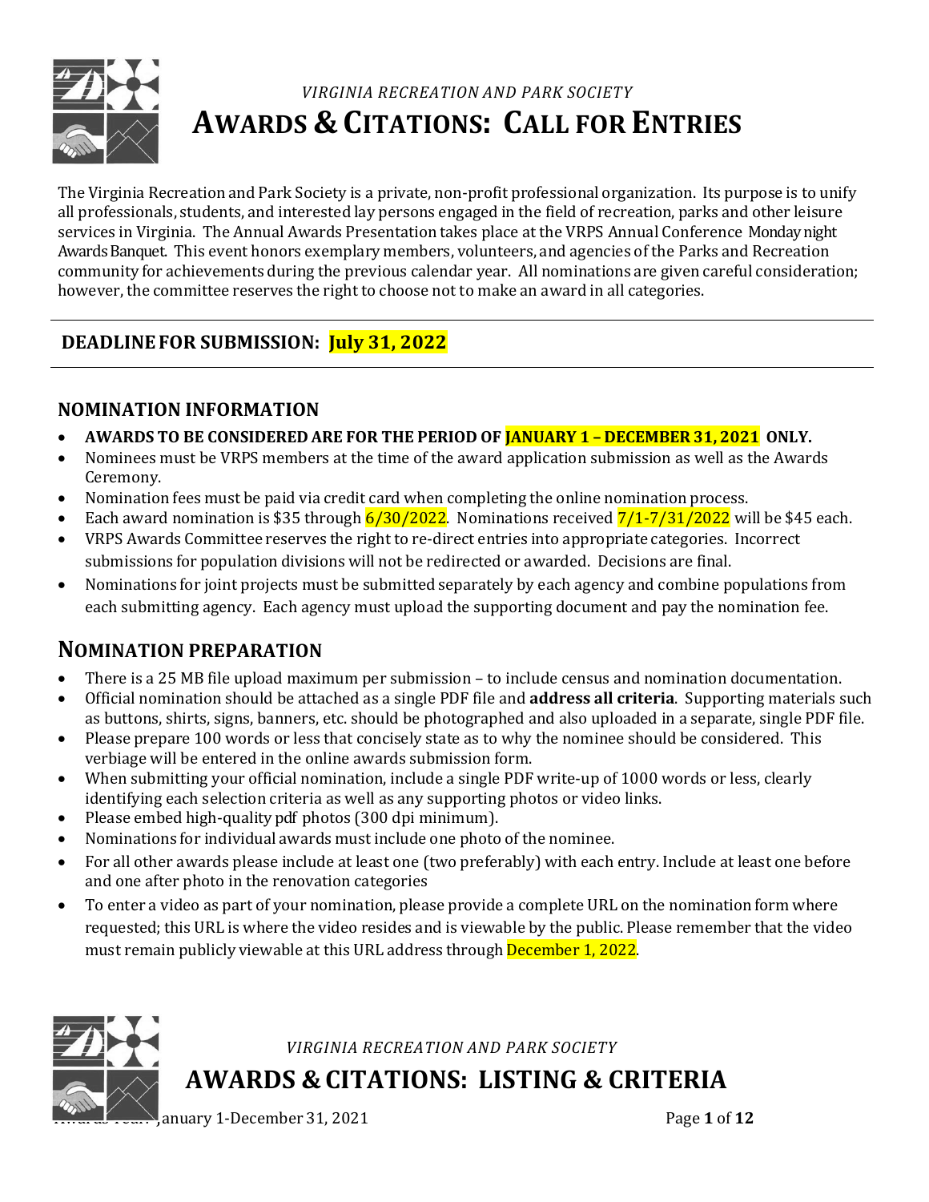*VIRGINIA RECREATION AND PARK SOCIETY*

# AWARDS & CITATIONS: CALL FOR ENTRIES

The Virginia Recreation and Park Society is a private, non-profit professional organization. Its purpose is to unify all professionals, students, and interested lay persons engaged in the field of recreation, parks and other leisure services in Virginia. The Annual Awards Presentation takes place at the VRPS Annual Conference Monday night Awards Banquet. This event honors exemplary members, volunteers, and agencies of the Parks and Recreation community for achievements during the previous calendar year. All nominations are given careful consideration; however, the committee reserves the right to choose not to make an award in all categories.

---

**DEADLINE FOR SUBMISSION: July 31, 2022**

---

## NOMINATION INFORMATION

- **AWARDS TO BE CONSIDERED ARE FOR THE PERIOD OF JANUARY 1 – DECEMBER 31, 2021 ONLY.**
- Nominees must be VRPS members at the time of the award application submission as well as the Awards Ceremony.
- Nomination fees must be paid via credit card when completing the online nomination process.
- Each award nomination is $35 through 6/30/2022. Nominations received 7/1-7/31/2022 will be $45 each.
- VRPS Awards Committee reserves the right to re-direct entries into appropriate categories. Incorrect submissions for population divisions will not be redirected or awarded. Decisions are final.
- Nominations for joint projects must be submitted separately by each agency and combine populations from each submitting agency. Each agency must upload the supporting document and pay the nomination fee.

## NOMINATION PREPARATION

- There is a 25 MB file upload maximum per submission – to include census and nomination documentation.
- Official nomination should be attached as a single PDF file and **address all criteria**. Supporting materials such as buttons, shirts, signs, banners, etc. should be photographed and also uploaded in a separate, single PDF file.
- Please prepare 100 words or less that concisely state as to why the nominee should be considered. This verbiage will be entered in the online awards submission form.
- When submitting your official nomination, include a single PDF write-up of 1000 words or less, clearly identifying each selection criteria as well as any supporting photos or video links.
- Please embed high-quality pdf photos (300 dpi minimum).
- Nominations for individual awards must include one photo of the nominee.
- For all other awards please include at least one (two preferably) with each entry. Include at least one before and one after photo in the renovation categories
- To enter a video as part of your nomination, please provide a complete URL on the nomination form where requested; this URL is where the video resides and is viewable by the public. Please remember that the video must remain publicly viewable at this URL address through December 1, 2022.

*VIRGINIA RECREATION AND PARK SOCIETY*

# AWARDS & CITATIONS: LISTING & CRITERIA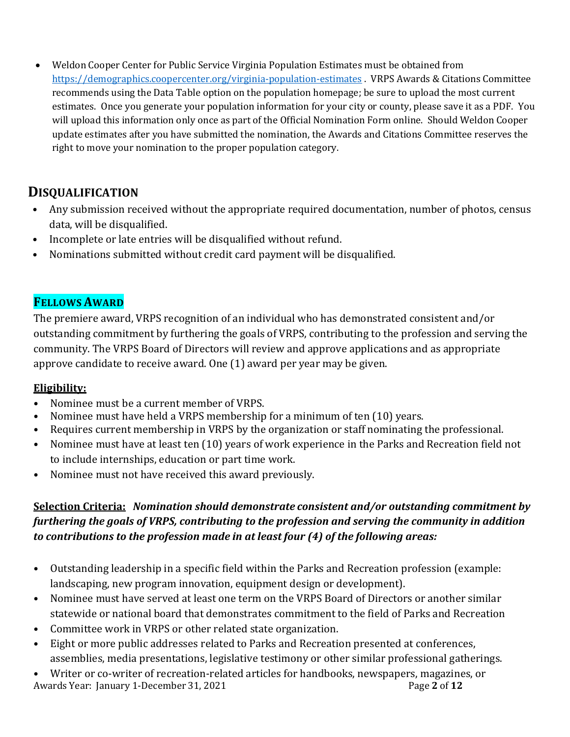- Weldon Cooper Center for Public Service Virginia Population Estimates must be obtained from https://demographics.coopercenter.org/virginia-population-estimates . VRPS Awards & Citations Committee recommends using the Data Table option on the population homepage; be sure to upload the most current estimates. Once you generate your population information for your city or county, please save it as a PDF. You will upload this information only once as part of the Official Nomination Form online. Should Weldon Cooper update estimates after you have submitted the nomination, the Awards and Citations Committee reserves the right to move your nomination to the proper population category.

## DISQUALIFICATION

- Any submission received without the appropriate required documentation, number of photos, census data, will be disqualified.
- Incomplete or late entries will be disqualified without refund.
- Nominations submitted without credit card payment will be disqualified.

## FELLOWS AWARD

The premiere award, VRPS recognition of an individual who has demonstrated consistent and/or outstanding commitment by furthering the goals of VRPS, contributing to the profession and serving the community. The VRPS Board of Directors will review and approve applications and as appropriate approve candidate to receive award. One (1) award per year may be given.

**Eligibility:**

- Nominee must be a current member of VRPS.
- Nominee must have held a VRPS membership for a minimum of ten (10) years.
- Requires current membership in VRPS by the organization or staff nominating the professional.
- Nominee must have at least ten (10) years of work experience in the Parks and Recreation field not to include internships, education or part time work.
- Nominee must not have received this award previously.

**Selection Criteria:** ***Nomination should demonstrate consistent and/or outstanding commitment by furthering the goals of VRPS, contributing to the profession and serving the community in addition to contributions to the profession made in at least four (4) of the following areas:***

- Outstanding leadership in a specific field within the Parks and Recreation profession (example: landscaping, new program innovation, equipment design or development).
- Nominee must have served at least one term on the VRPS Board of Directors or another similar statewide or national board that demonstrates commitment to the field of Parks and Recreation
- Committee work in VRPS or other related state organization.
- Eight or more public addresses related to Parks and Recreation presented at conferences, assemblies, media presentations, legislative testimony or other similar professional gatherings.
- Writer or co-writer of recreation-related articles for handbooks, newspapers, magazines, or

Awards Year: January 1-December 31, 2021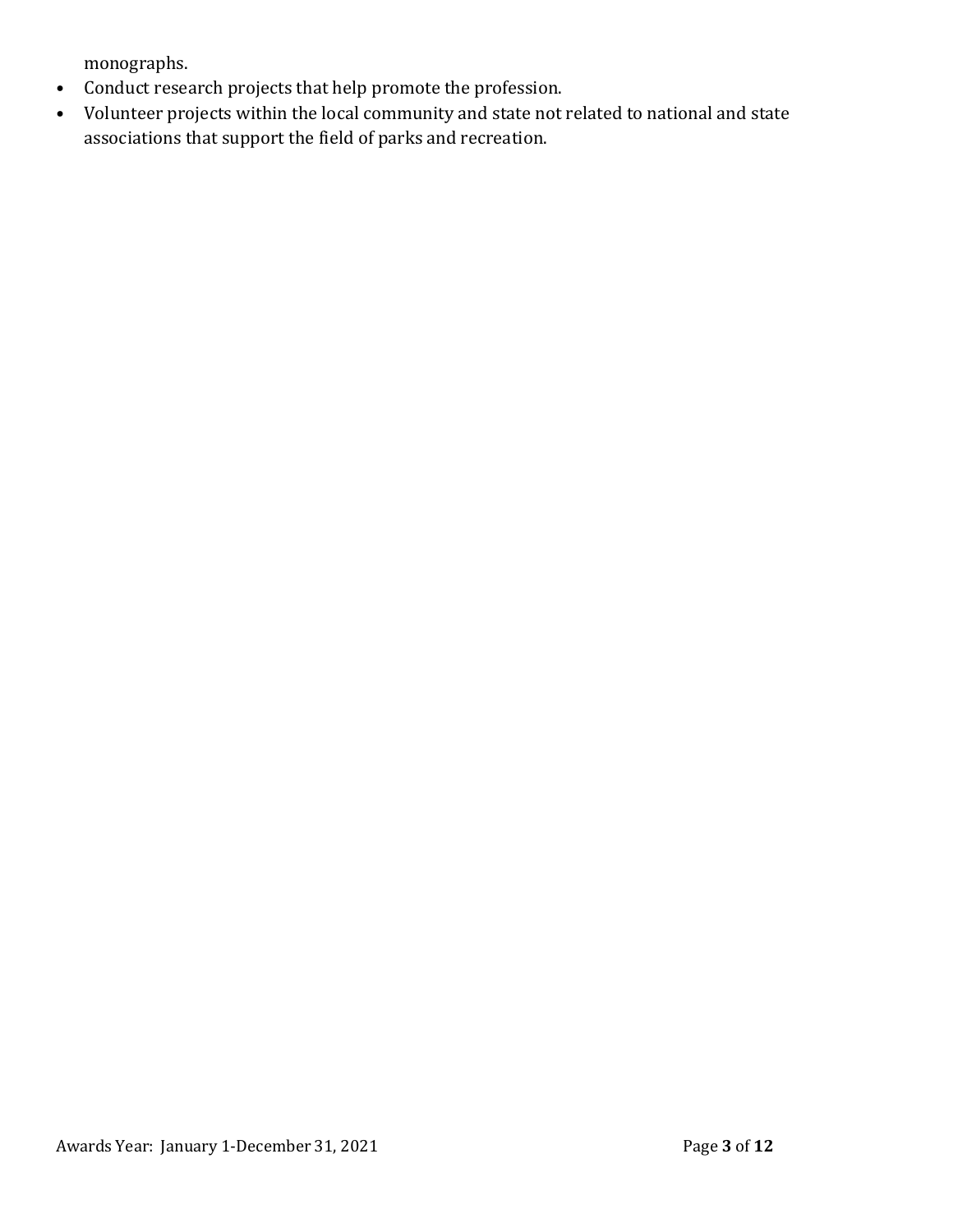monographs.

- Conduct research projects that help promote the profession.
- Volunteer projects within the local community and state not related to national and state associations that support the field of parks and recreation.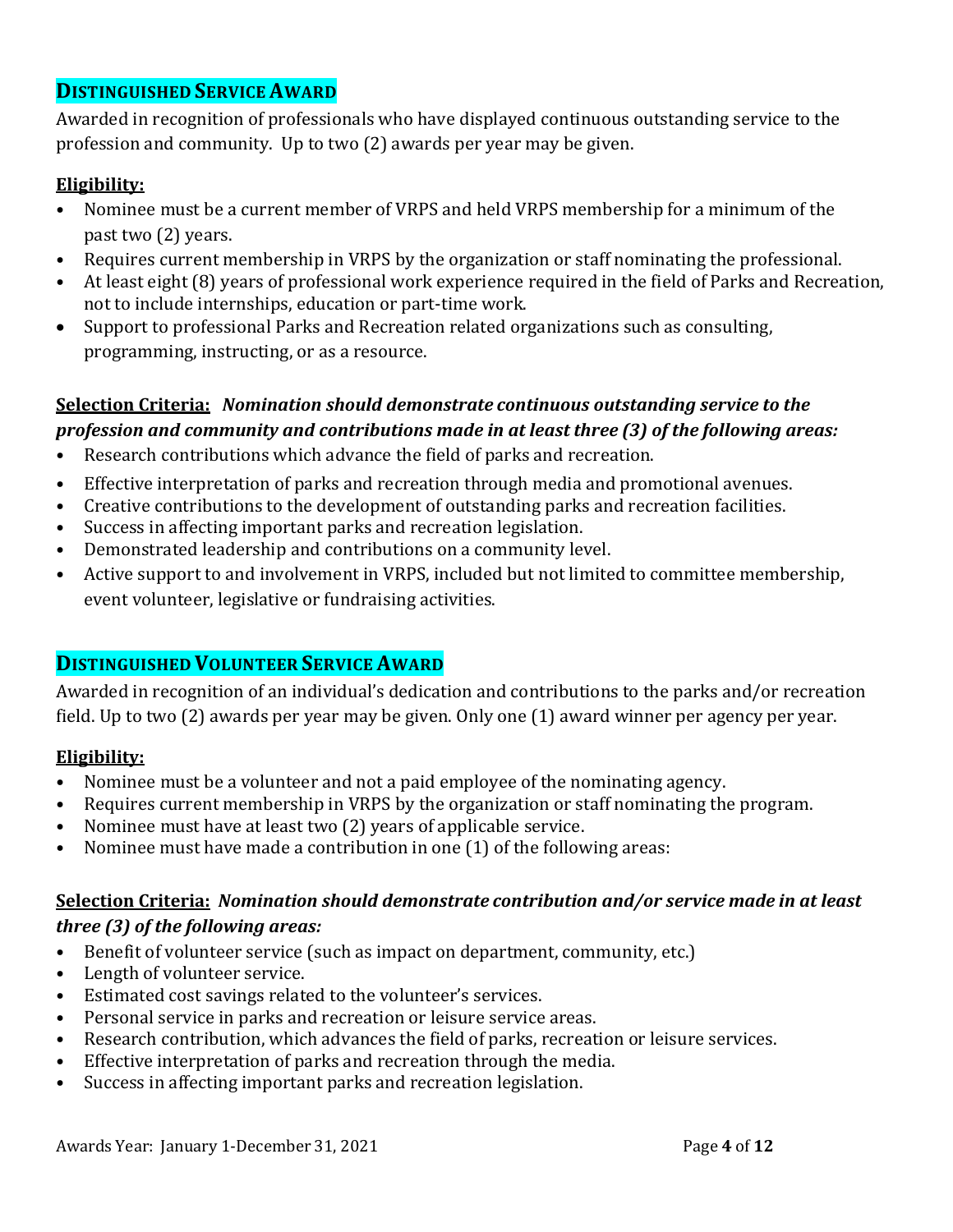## DISTINGUISHED SERVICE AWARD

Awarded in recognition of professionals who have displayed continuous outstanding service to the profession and community. Up to two (2) awards per year may be given.

**Eligibility:**

- Nominee must be a current member of VRPS and held VRPS membership for a minimum of the past two (2) years.
- Requires current membership in VRPS by the organization or staff nominating the professional.
- At least eight (8) years of professional work experience required in the field of Parks and Recreation, not to include internships, education or part-time work.
- Support to professional Parks and Recreation related organizations such as consulting, programming, instructing, or as a resource.

**Selection Criteria:** ***Nomination should demonstrate continuous outstanding service to the profession and community and contributions made in at least three (3) of the following areas:***

- Research contributions which advance the field of parks and recreation.
- Effective interpretation of parks and recreation through media and promotional avenues.
- Creative contributions to the development of outstanding parks and recreation facilities.
- Success in affecting important parks and recreation legislation.
- Demonstrated leadership and contributions on a community level.
- Active support to and involvement in VRPS, included but not limited to committee membership, event volunteer, legislative or fundraising activities.

## DISTINGUISHED VOLUNTEER SERVICE AWARD

Awarded in recognition of an individual's dedication and contributions to the parks and/or recreation field. Up to two (2) awards per year may be given. Only one (1) award winner per agency per year.

**Eligibility:**

- Nominee must be a volunteer and not a paid employee of the nominating agency.
- Requires current membership in VRPS by the organization or staff nominating the program.
- Nominee must have at least two (2) years of applicable service.
- Nominee must have made a contribution in one (1) of the following areas:

**Selection Criteria:** ***Nomination should demonstrate contribution and/or service made in at least three (3) of the following areas:***

- Benefit of volunteer service (such as impact on department, community, etc.)
- Length of volunteer service.
- Estimated cost savings related to the volunteer's services.
- Personal service in parks and recreation or leisure service areas.
- Research contribution, which advances the field of parks, recreation or leisure services.
- Effective interpretation of parks and recreation through the media.
- Success in affecting important parks and recreation legislation.

Awards Year: January 1-December 31, 2021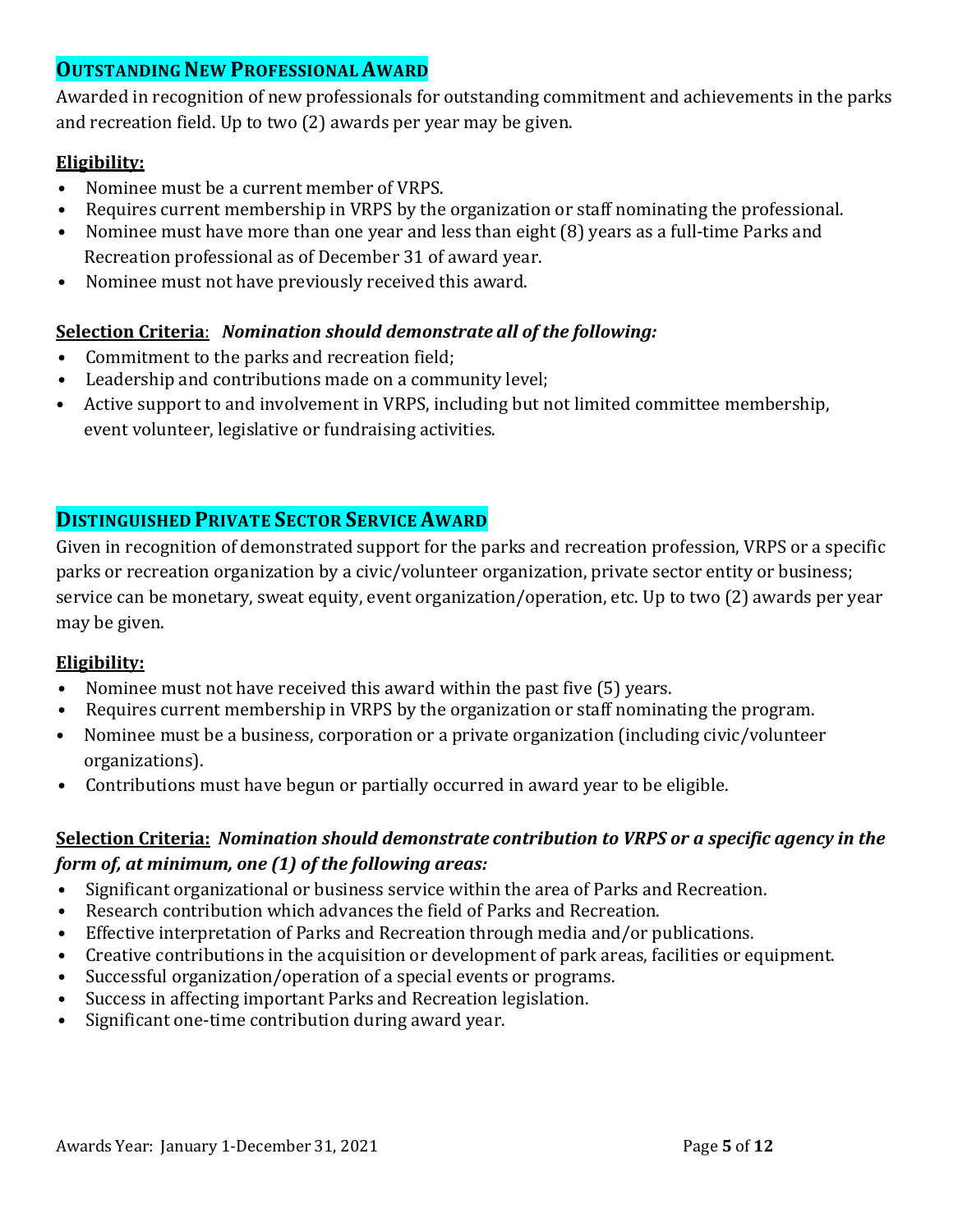## OUTSTANDING NEW PROFESSIONAL AWARD

Awarded in recognition of new professionals for outstanding commitment and achievements in the parks and recreation field. Up to two (2) awards per year may be given.

**Eligibility:**

- Nominee must be a current member of VRPS.
- Requires current membership in VRPS by the organization or staff nominating the professional.
- Nominee must have more than one year and less than eight (8) years as a full-time Parks and Recreation professional as of December 31 of award year.
- Nominee must not have previously received this award.

**Selection Criteria**: ***Nomination should demonstrate all of the following:***

- Commitment to the parks and recreation field;
- Leadership and contributions made on a community level;
- Active support to and involvement in VRPS, including but not limited committee membership, event volunteer, legislative or fundraising activities.

## DISTINGUISHED PRIVATE SECTOR SERVICE AWARD

Given in recognition of demonstrated support for the parks and recreation profession, VRPS or a specific parks or recreation organization by a civic/volunteer organization, private sector entity or business; service can be monetary, sweat equity, event organization/operation, etc. Up to two (2) awards per year may be given.

**Eligibility:**

- Nominee must not have received this award within the past five (5) years.
- Requires current membership in VRPS by the organization or staff nominating the program.
- Nominee must be a business, corporation or a private organization (including civic/volunteer organizations).
- Contributions must have begun or partially occurred in award year to be eligible.

**Selection Criteria:** ***Nomination should demonstrate contribution to VRPS or a specific agency in the form of, at minimum, one (1) of the following areas:***

- Significant organizational or business service within the area of Parks and Recreation.
- Research contribution which advances the field of Parks and Recreation.
- Effective interpretation of Parks and Recreation through media and/or publications.
- Creative contributions in the acquisition or development of park areas, facilities or equipment.
- Successful organization/operation of a special events or programs.
- Success in affecting important Parks and Recreation legislation.
- Significant one-time contribution during award year.

Awards Year: January 1-December 31, 2021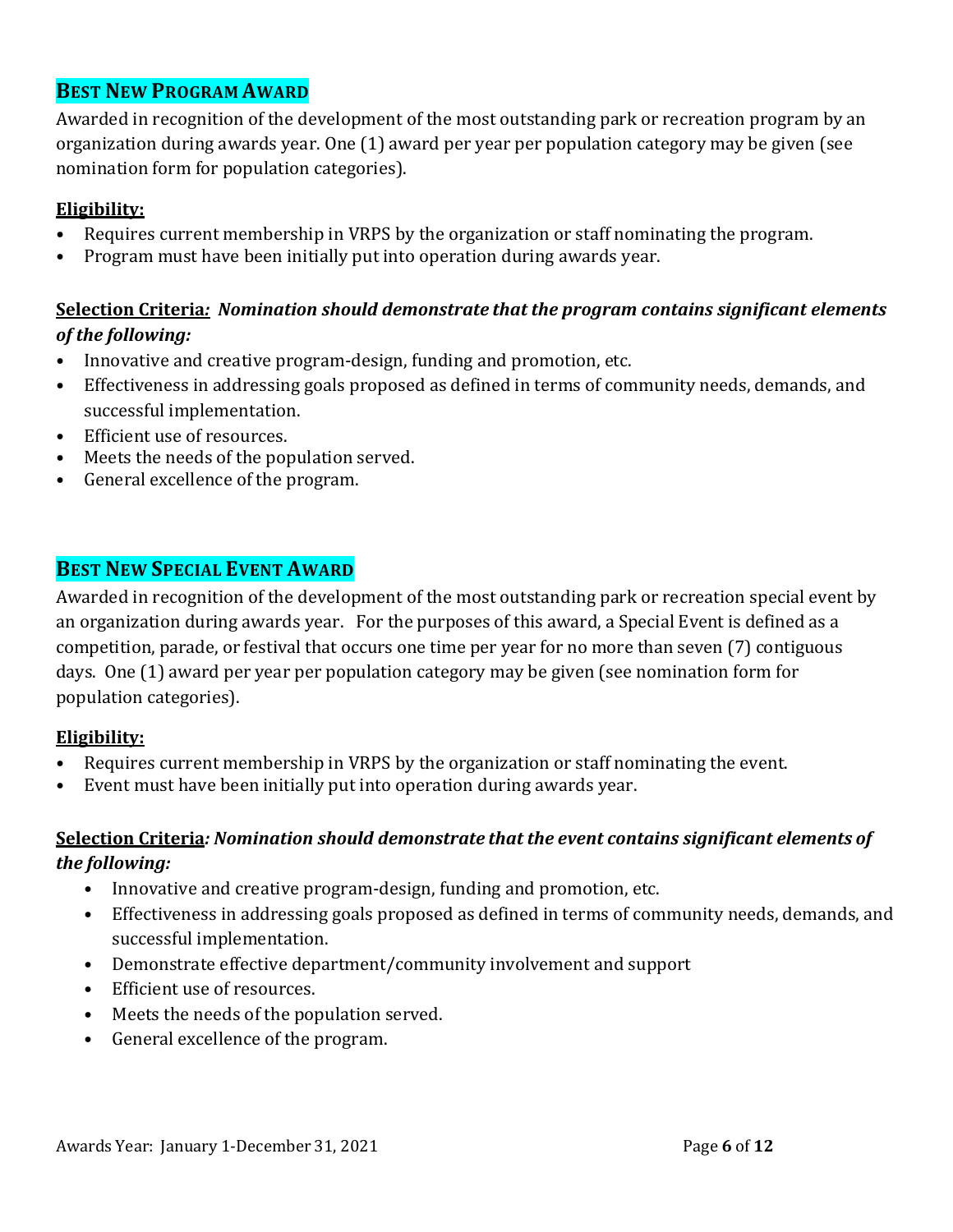## BEST NEW PROGRAM AWARD

Awarded in recognition of the development of the most outstanding park or recreation program by an organization during awards year. One (1) award per year per population category may be given (see nomination form for population categories).

**Eligibility:**

- Requires current membership in VRPS by the organization or staff nominating the program.
- Program must have been initially put into operation during awards year.

**Selection Criteria*: Nomination should demonstrate that the program contains significant elements of the following:***

- Innovative and creative program-design, funding and promotion, etc.
- Effectiveness in addressing goals proposed as defined in terms of community needs, demands, and successful implementation.
- Efficient use of resources.
- Meets the needs of the population served.
- General excellence of the program.

## BEST NEW SPECIAL EVENT AWARD

Awarded in recognition of the development of the most outstanding park or recreation special event by an organization during awards year. For the purposes of this award, a Special Event is defined as a competition, parade, or festival that occurs one time per year for no more than seven (7) contiguous days. One (1) award per year per population category may be given (see nomination form for population categories).

**Eligibility:**

- Requires current membership in VRPS by the organization or staff nominating the event.
- Event must have been initially put into operation during awards year.

**Selection Criteria*: Nomination should demonstrate that the event contains significant elements of the following:***

- Innovative and creative program-design, funding and promotion, etc.
- Effectiveness in addressing goals proposed as defined in terms of community needs, demands, and successful implementation.
- Demonstrate effective department/community involvement and support
- Efficient use of resources.
- Meets the needs of the population served.
- General excellence of the program.

Awards Year: January 1-December 31, 2021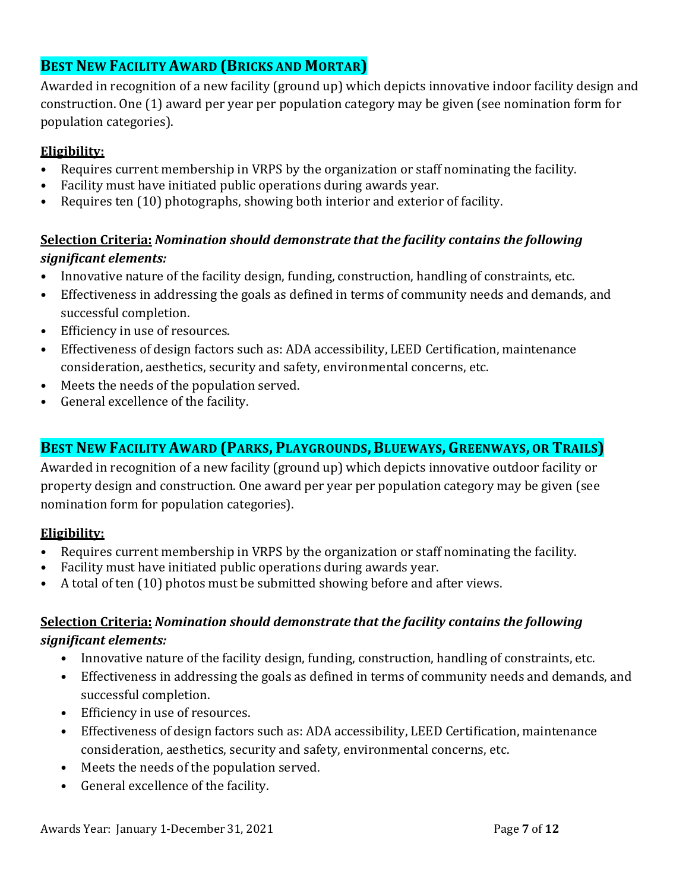## Best New Facility Award (Bricks and Mortar)

Awarded in recognition of a new facility (ground up) which depicts innovative indoor facility design and construction. One (1) award per year per population category may be given (see nomination form for population categories).

**Eligibility:**

- Requires current membership in VRPS by the organization or staff nominating the facility.
- Facility must have initiated public operations during awards year.
- Requires ten (10) photographs, showing both interior and exterior of facility.

**Selection Criteria:** ***Nomination should demonstrate that the facility contains the following significant elements:***

- Innovative nature of the facility design, funding, construction, handling of constraints, etc.
- Effectiveness in addressing the goals as defined in terms of community needs and demands, and successful completion.
- Efficiency in use of resources.
- Effectiveness of design factors such as: ADA accessibility, LEED Certification, maintenance consideration, aesthetics, security and safety, environmental concerns, etc.
- Meets the needs of the population served.
- General excellence of the facility.

## Best New Facility Award (Parks, Playgrounds, Blueways, Greenways, or Trails)

Awarded in recognition of a new facility (ground up) which depicts innovative outdoor facility or property design and construction. One award per year per population category may be given (see nomination form for population categories).

**Eligibility:**

- Requires current membership in VRPS by the organization or staff nominating the facility.
- Facility must have initiated public operations during awards year.
- A total of ten (10) photos must be submitted showing before and after views.

**Selection Criteria:** ***Nomination should demonstrate that the facility contains the following significant elements:***

- Innovative nature of the facility design, funding, construction, handling of constraints, etc.
- Effectiveness in addressing the goals as defined in terms of community needs and demands, and successful completion.
- Efficiency in use of resources.
- Effectiveness of design factors such as: ADA accessibility, LEED Certification, maintenance consideration, aesthetics, security and safety, environmental concerns, etc.
- Meets the needs of the population served.
- General excellence of the facility.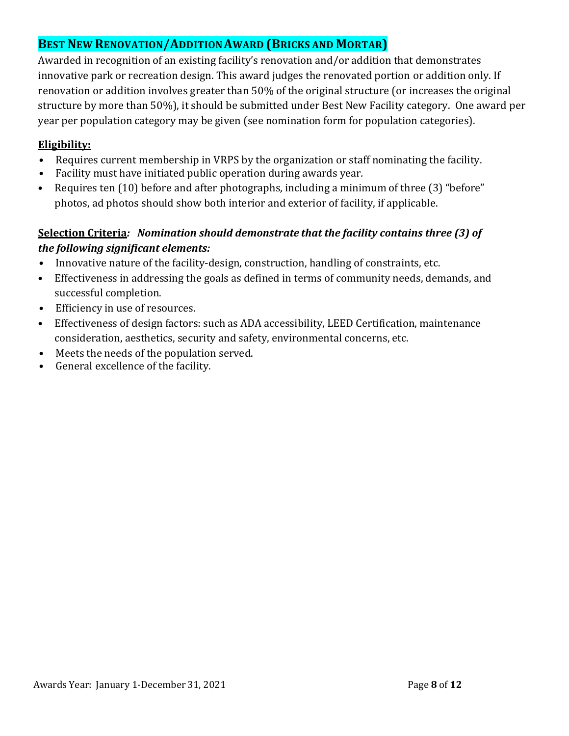## BEST NEW RENOVATION/ADDITION AWARD (BRICKS AND MORTAR)

Awarded in recognition of an existing facility's renovation and/or addition that demonstrates innovative park or recreation design. This award judges the renovated portion or addition only. If renovation or addition involves greater than 50% of the original structure (or increases the original structure by more than 50%), it should be submitted under Best New Facility category. One award per year per population category may be given (see nomination form for population categories).

**Eligibility:**

- Requires current membership in VRPS by the organization or staff nominating the facility.
- Facility must have initiated public operation during awards year.
- Requires ten (10) before and after photographs, including a minimum of three (3) "before" photos, ad photos should show both interior and exterior of facility, if applicable.

**Selection Criteria**: ***Nomination should demonstrate that the facility contains three (3) of the following significant elements:***

- Innovative nature of the facility-design, construction, handling of constraints, etc.
- Effectiveness in addressing the goals as defined in terms of community needs, demands, and successful completion.
- Efficiency in use of resources.
- Effectiveness of design factors: such as ADA accessibility, LEED Certification, maintenance consideration, aesthetics, security and safety, environmental concerns, etc.
- Meets the needs of the population served.
- General excellence of the facility.

Awards Year: January 1-December 31, 2021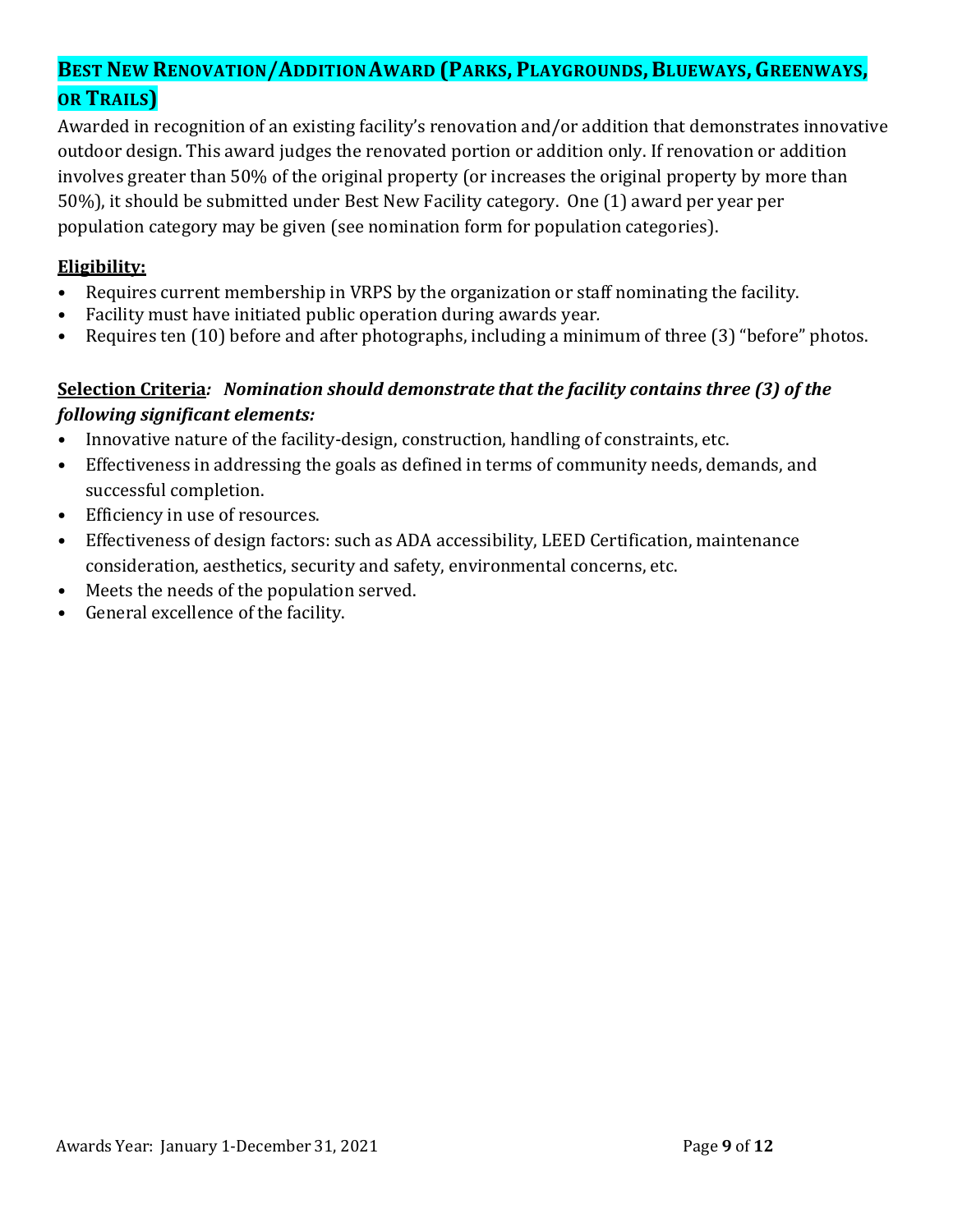## Best New Renovation/Addition Award (Parks, Playgrounds, Blueways, Greenways, or Trails)

Awarded in recognition of an existing facility's renovation and/or addition that demonstrates innovative outdoor design. This award judges the renovated portion or addition only. If renovation or addition involves greater than 50% of the original property (or increases the original property by more than 50%), it should be submitted under Best New Facility category. One (1) award per year per population category may be given (see nomination form for population categories).

**Eligibility:**

- Requires current membership in VRPS by the organization or staff nominating the facility.
- Facility must have initiated public operation during awards year.
- Requires ten (10) before and after photographs, including a minimum of three (3) "before" photos.

**Selection Criteria*: Nomination should demonstrate that the facility contains three (3) of the following significant elements:***

- Innovative nature of the facility-design, construction, handling of constraints, etc.
- Effectiveness in addressing the goals as defined in terms of community needs, demands, and successful completion.
- Efficiency in use of resources.
- Effectiveness of design factors: such as ADA accessibility, LEED Certification, maintenance consideration, aesthetics, security and safety, environmental concerns, etc.
- Meets the needs of the population served.
- General excellence of the facility.

Awards Year: January 1-December 31, 2021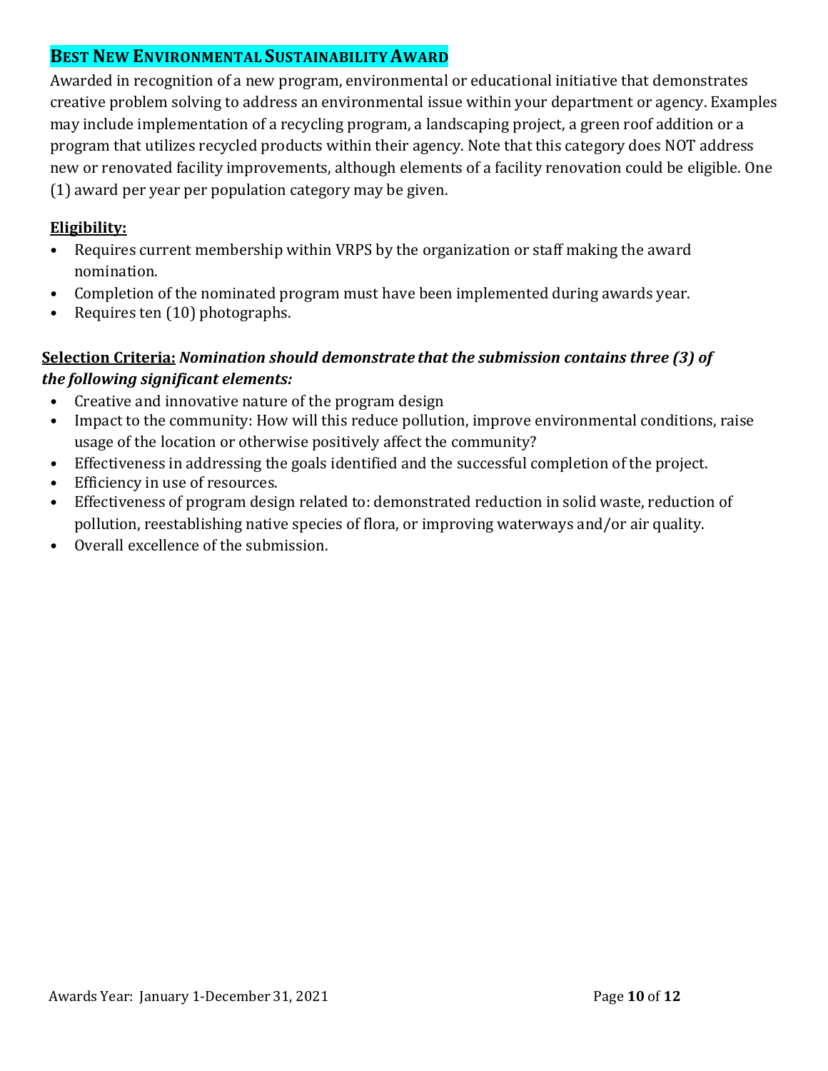## BEST NEW ENVIRONMENTAL SUSTAINABILITY AWARD

Awarded in recognition of a new program, environmental or educational initiative that demonstrates creative problem solving to address an environmental issue within your department or agency. Examples may include implementation of a recycling program, a landscaping project, a green roof addition or a program that utilizes recycled products within their agency. Note that this category does NOT address new or renovated facility improvements, although elements of a facility renovation could be eligible. One (1) award per year per population category may be given.

**Eligibility:**

- Requires current membership within VRPS by the organization or staff making the award nomination.
- Completion of the nominated program must have been implemented during awards year.
- Requires ten (10) photographs.

**Selection Criteria:** ***Nomination should demonstrate that the submission contains three (3) of the following significant elements:***

- Creative and innovative nature of the program design
- Impact to the community: How will this reduce pollution, improve environmental conditions, raise usage of the location or otherwise positively affect the community?
- Effectiveness in addressing the goals identified and the successful completion of the project.
- Efficiency in use of resources.
- Effectiveness of program design related to: demonstrated reduction in solid waste, reduction of pollution, reestablishing native species of flora, or improving waterways and/or air quality.
- Overall excellence of the submission.

Awards Year: January 1-December 31, 2021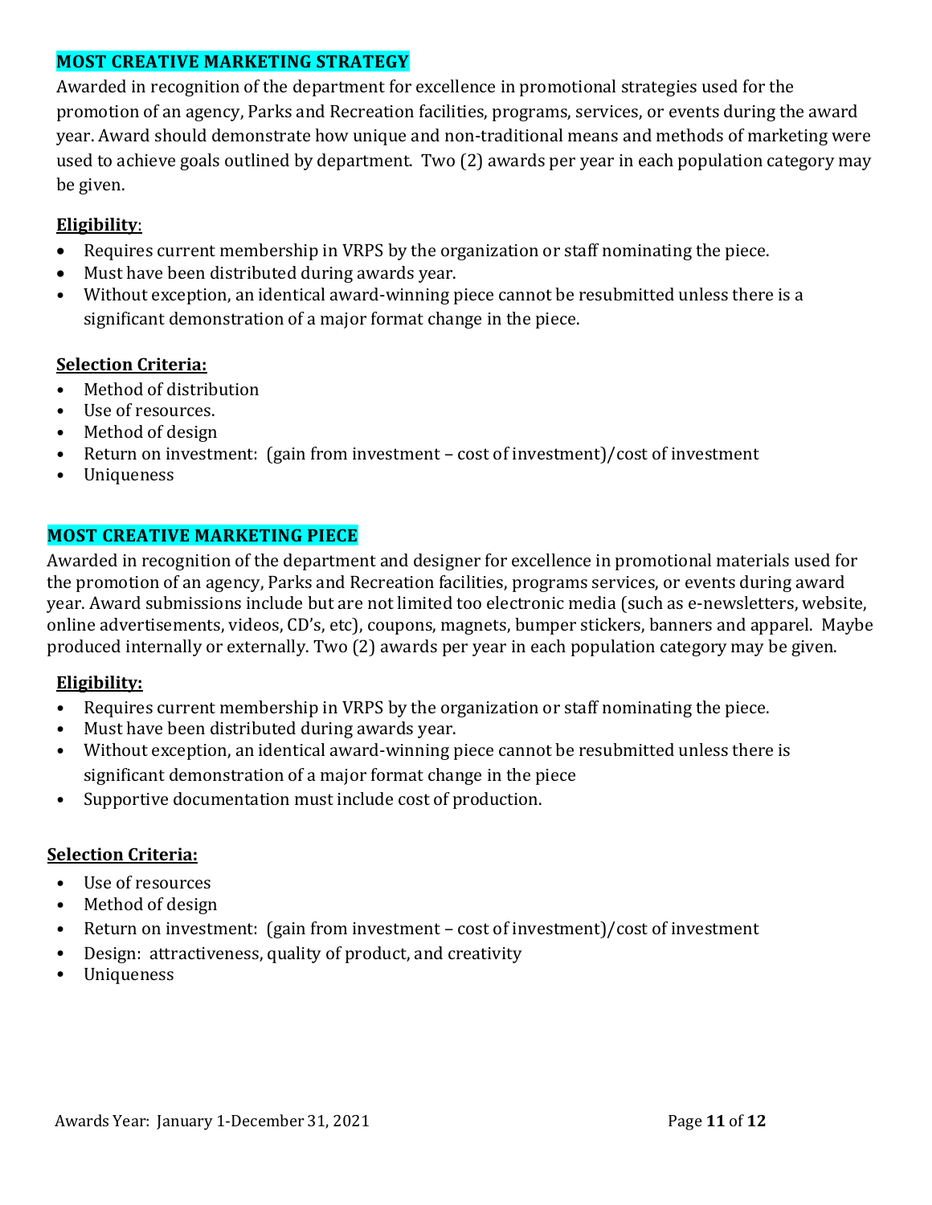## MOST CREATIVE MARKETING STRATEGY

Awarded in recognition of the department for excellence in promotional strategies used for the promotion of an agency, Parks and Recreation facilities, programs, services, or events during the award year. Award should demonstrate how unique and non-traditional means and methods of marketing were used to achieve goals outlined by department. Two (2) awards per year in each population category may be given.

**Eligibility**:

- Requires current membership in VRPS by the organization or staff nominating the piece.
- Must have been distributed during awards year.
- Without exception, an identical award-winning piece cannot be resubmitted unless there is a significant demonstration of a major format change in the piece.

**Selection Criteria:**

- Method of distribution
- Use of resources.
- Method of design
- Return on investment: (gain from investment – cost of investment)/cost of investment
- Uniqueness

## MOST CREATIVE MARKETING PIECE

Awarded in recognition of the department and designer for excellence in promotional materials used for the promotion of an agency, Parks and Recreation facilities, programs services, or events during award year. Award submissions include but are not limited too electronic media (such as e-newsletters, website, online advertisements, videos, CD's, etc), coupons, magnets, bumper stickers, banners and apparel. Maybe produced internally or externally. Two (2) awards per year in each population category may be given.

**Eligibility:**

- Requires current membership in VRPS by the organization or staff nominating the piece.
- Must have been distributed during awards year.
- Without exception, an identical award-winning piece cannot be resubmitted unless there is significant demonstration of a major format change in the piece
- Supportive documentation must include cost of production.

**Selection Criteria:**

- Use of resources
- Method of design
- Return on investment: (gain from investment – cost of investment)/cost of investment
- Design: attractiveness, quality of product, and creativity
- Uniqueness

Awards Year: January 1-December 31, 2021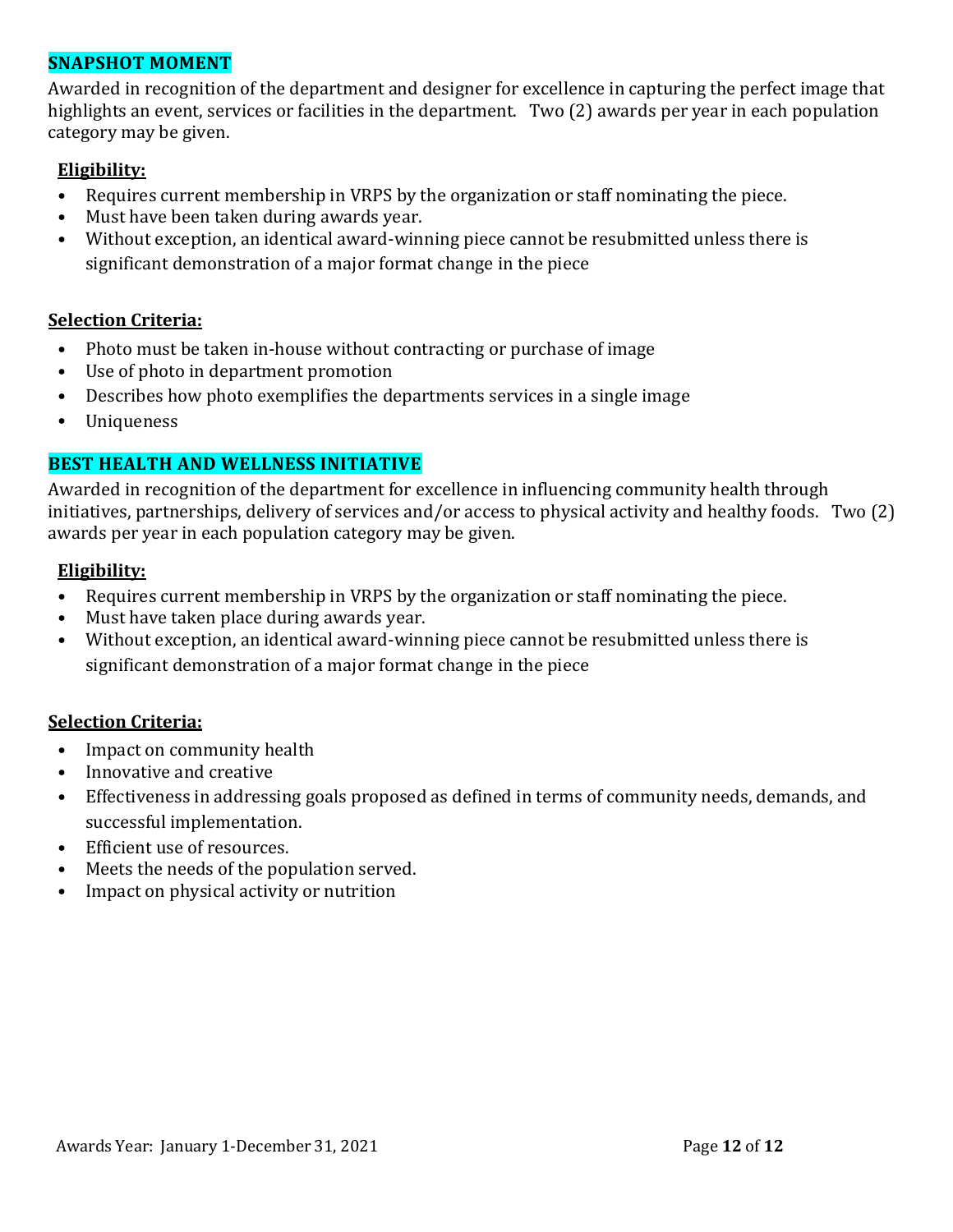## SNAPSHOT MOMENT

Awarded in recognition of the department and designer for excellence in capturing the perfect image that highlights an event, services or facilities in the department. Two (2) awards per year in each population category may be given.

**Eligibility:**

- Requires current membership in VRPS by the organization or staff nominating the piece.
- Must have been taken during awards year.
- Without exception, an identical award-winning piece cannot be resubmitted unless there is significant demonstration of a major format change in the piece

**Selection Criteria:**

- Photo must be taken in-house without contracting or purchase of image
- Use of photo in department promotion
- Describes how photo exemplifies the departments services in a single image
- Uniqueness

## BEST HEALTH AND WELLNESS INITIATIVE

Awarded in recognition of the department for excellence in influencing community health through initiatives, partnerships, delivery of services and/or access to physical activity and healthy foods. Two (2) awards per year in each population category may be given.

**Eligibility:**

- Requires current membership in VRPS by the organization or staff nominating the piece.
- Must have taken place during awards year.
- Without exception, an identical award-winning piece cannot be resubmitted unless there is significant demonstration of a major format change in the piece

**Selection Criteria:**

- Impact on community health
- Innovative and creative
- Effectiveness in addressing goals proposed as defined in terms of community needs, demands, and successful implementation.
- Efficient use of resources.
- Meets the needs of the population served.
- Impact on physical activity or nutrition